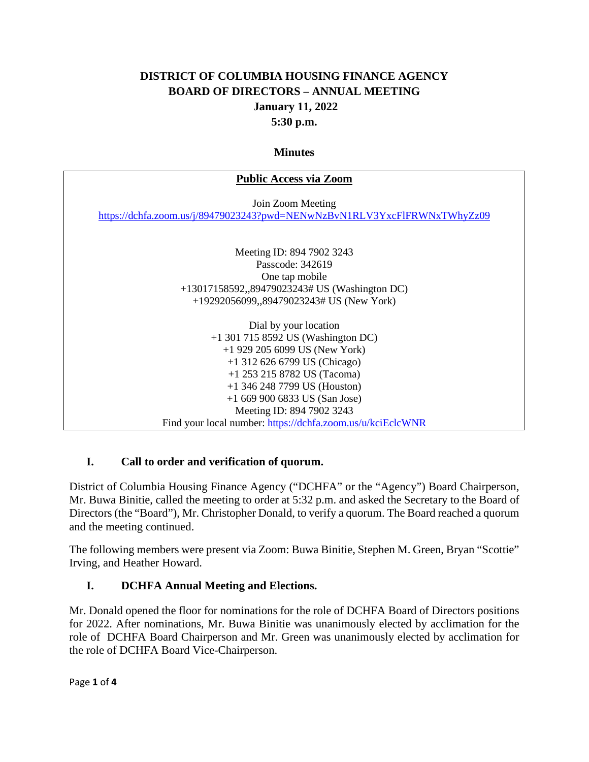# DISTRICT OF COLUMBIA HOUSING FINANCE AGENCY
# BOARD OF DIRECTORS – ANNUAL MEETING
## January 11, 2022
## 5:30 p.m.

### Minutes

| **Public Access via Zoom** |
|---|
| Join Zoom Meeting<br>https://dchfa.zoom.us/j/89479023243?pwd=NENwNzBvN1RLV3YxcFlFRWNxTWhyZz09<br><br>Meeting ID: 894 7902 3243<br>Passcode: 342619<br>One tap mobile<br>+13017158592,,89479023243# US (Washington DC)<br>+19292056099,,89479023243# US (New York)<br><br>Dial by your location<br>+1 301 715 8592 US (Washington DC)<br>+1 929 205 6099 US (New York)<br>+1 312 626 6799 US (Chicago)<br>+1 253 215 8782 US (Tacoma)<br>+1 346 248 7799 US (Houston)<br>+1 669 900 6833 US (San Jose)<br>Meeting ID: 894 7902 3243<br>Find your local number: https://dchfa.zoom.us/u/kciEclcWNR |

## I. Call to order and verification of quorum.

District of Columbia Housing Finance Agency ("DCHFA" or the "Agency") Board Chairperson, Mr. Buwa Binitie, called the meeting to order at 5:32 p.m. and asked the Secretary to the Board of Directors (the "Board"), Mr. Christopher Donald, to verify a quorum. The Board reached a quorum and the meeting continued.

The following members were present via Zoom: Buwa Binitie, Stephen M. Green, Bryan "Scottie" Irving, and Heather Howard.

## I. DCHFA Annual Meeting and Elections.

Mr. Donald opened the floor for nominations for the role of DCHFA Board of Directors positions for 2022. After nominations, Mr. Buwa Binitie was unanimously elected by acclimation for the role of DCHFA Board Chairperson and Mr. Green was unanimously elected by acclimation for the role of DCHFA Board Vice-Chairperson.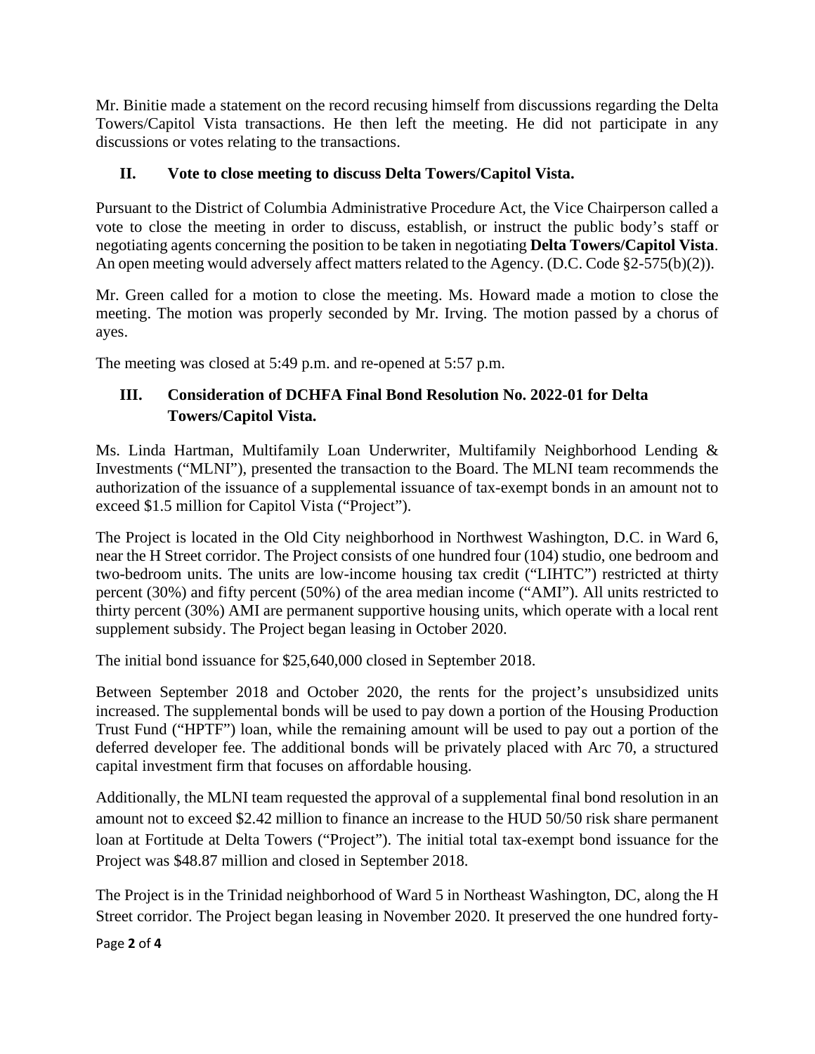Mr. Binitie made a statement on the record recusing himself from discussions regarding the Delta Towers/Capitol Vista transactions. He then left the meeting. He did not participate in any discussions or votes relating to the transactions.

## II. Vote to close meeting to discuss Delta Towers/Capitol Vista.

Pursuant to the District of Columbia Administrative Procedure Act, the Vice Chairperson called a vote to close the meeting in order to discuss, establish, or instruct the public body's staff or negotiating agents concerning the position to be taken in negotiating **Delta Towers/Capitol Vista**. An open meeting would adversely affect matters related to the Agency. (D.C. Code §2-575(b)(2)).

Mr. Green called for a motion to close the meeting. Ms. Howard made a motion to close the meeting. The motion was properly seconded by Mr. Irving. The motion passed by a chorus of ayes.

The meeting was closed at 5:49 p.m. and re-opened at 5:57 p.m.

## III. Consideration of DCHFA Final Bond Resolution No. 2022-01 for Delta Towers/Capitol Vista.

Ms. Linda Hartman, Multifamily Loan Underwriter, Multifamily Neighborhood Lending & Investments ("MLNI"), presented the transaction to the Board. The MLNI team recommends the authorization of the issuance of a supplemental issuance of tax-exempt bonds in an amount not to exceed \$1.5 million for Capitol Vista ("Project").

The Project is located in the Old City neighborhood in Northwest Washington, D.C. in Ward 6, near the H Street corridor. The Project consists of one hundred four (104) studio, one bedroom and two-bedroom units. The units are low-income housing tax credit ("LIHTC") restricted at thirty percent (30%) and fifty percent (50%) of the area median income ("AMI"). All units restricted to thirty percent (30%) AMI are permanent supportive housing units, which operate with a local rent supplement subsidy. The Project began leasing in October 2020.

The initial bond issuance for \$25,640,000 closed in September 2018.

Between September 2018 and October 2020, the rents for the project's unsubsidized units increased. The supplemental bonds will be used to pay down a portion of the Housing Production Trust Fund ("HPTF") loan, while the remaining amount will be used to pay out a portion of the deferred developer fee. The additional bonds will be privately placed with Arc 70, a structured capital investment firm that focuses on affordable housing.

Additionally, the MLNI team requested the approval of a supplemental final bond resolution in an amount not to exceed \$2.42 million to finance an increase to the HUD 50/50 risk share permanent loan at Fortitude at Delta Towers ("Project"). The initial total tax-exempt bond issuance for the Project was \$48.87 million and closed in September 2018.

The Project is in the Trinidad neighborhood of Ward 5 in Northeast Washington, DC, along the H Street corridor. The Project began leasing in November 2020. It preserved the one hundred forty-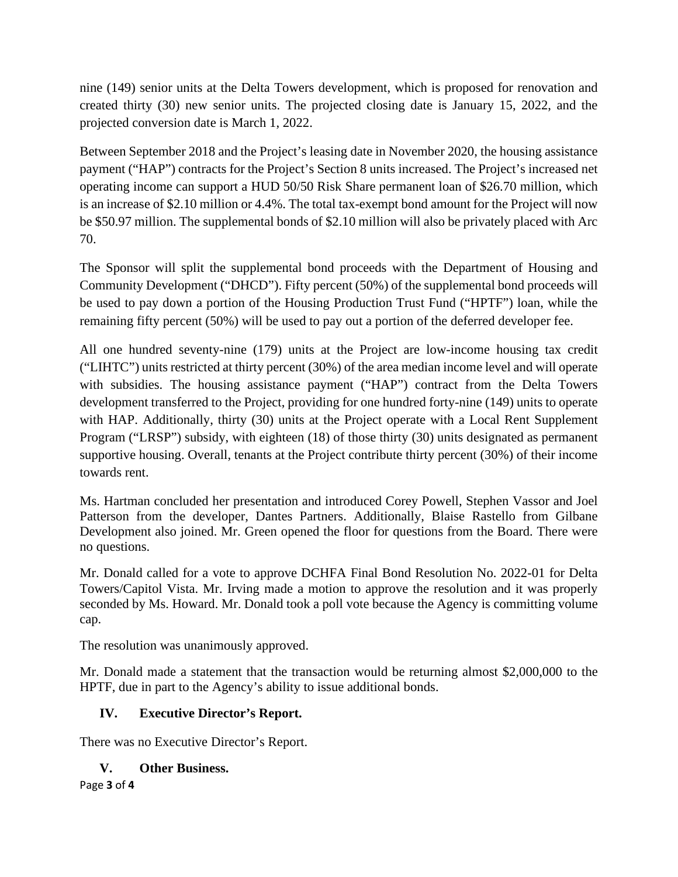nine (149) senior units at the Delta Towers development, which is proposed for renovation and created thirty (30) new senior units. The projected closing date is January 15, 2022, and the projected conversion date is March 1, 2022.

Between September 2018 and the Project's leasing date in November 2020, the housing assistance payment ("HAP") contracts for the Project's Section 8 units increased. The Project's increased net operating income can support a HUD 50/50 Risk Share permanent loan of $26.70 million, which is an increase of $2.10 million or 4.4%. The total tax-exempt bond amount for the Project will now be $50.97 million. The supplemental bonds of $2.10 million will also be privately placed with Arc 70.

The Sponsor will split the supplemental bond proceeds with the Department of Housing and Community Development ("DHCD"). Fifty percent (50%) of the supplemental bond proceeds will be used to pay down a portion of the Housing Production Trust Fund ("HPTF") loan, while the remaining fifty percent (50%) will be used to pay out a portion of the deferred developer fee.

All one hundred seventy-nine (179) units at the Project are low-income housing tax credit ("LIHTC") units restricted at thirty percent (30%) of the area median income level and will operate with subsidies. The housing assistance payment ("HAP") contract from the Delta Towers development transferred to the Project, providing for one hundred forty-nine (149) units to operate with HAP. Additionally, thirty (30) units at the Project operate with a Local Rent Supplement Program ("LRSP") subsidy, with eighteen (18) of those thirty (30) units designated as permanent supportive housing. Overall, tenants at the Project contribute thirty percent (30%) of their income towards rent.

Ms. Hartman concluded her presentation and introduced Corey Powell, Stephen Vassor and Joel Patterson from the developer, Dantes Partners. Additionally, Blaise Rastello from Gilbane Development also joined. Mr. Green opened the floor for questions from the Board. There were no questions.

Mr. Donald called for a vote to approve DCHFA Final Bond Resolution No. 2022-01 for Delta Towers/Capitol Vista. Mr. Irving made a motion to approve the resolution and it was properly seconded by Ms. Howard. Mr. Donald took a poll vote because the Agency is committing volume cap.

The resolution was unanimously approved.

Mr. Donald made a statement that the transaction would be returning almost $2,000,000 to the HPTF, due in part to the Agency's ability to issue additional bonds.

## IV. Executive Director's Report.

There was no Executive Director's Report.

## V. Other Business.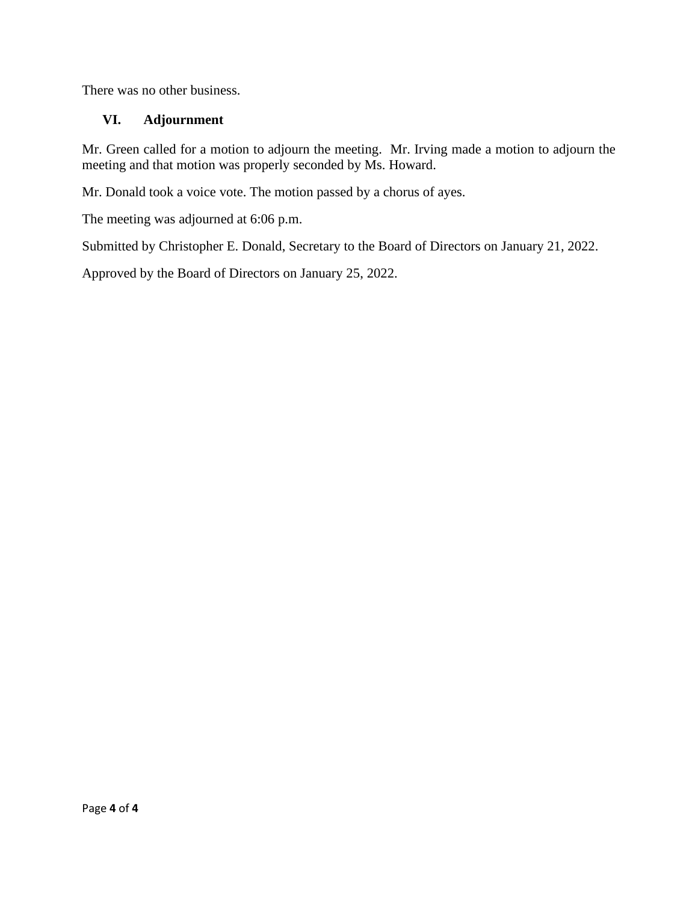There was no other business.

## VI. Adjournment

Mr. Green called for a motion to adjourn the meeting. Mr. Irving made a motion to adjourn the meeting and that motion was properly seconded by Ms. Howard.

Mr. Donald took a voice vote. The motion passed by a chorus of ayes.

The meeting was adjourned at 6:06 p.m.

Submitted by Christopher E. Donald, Secretary to the Board of Directors on January 21, 2022.

Approved by the Board of Directors on January 25, 2022.